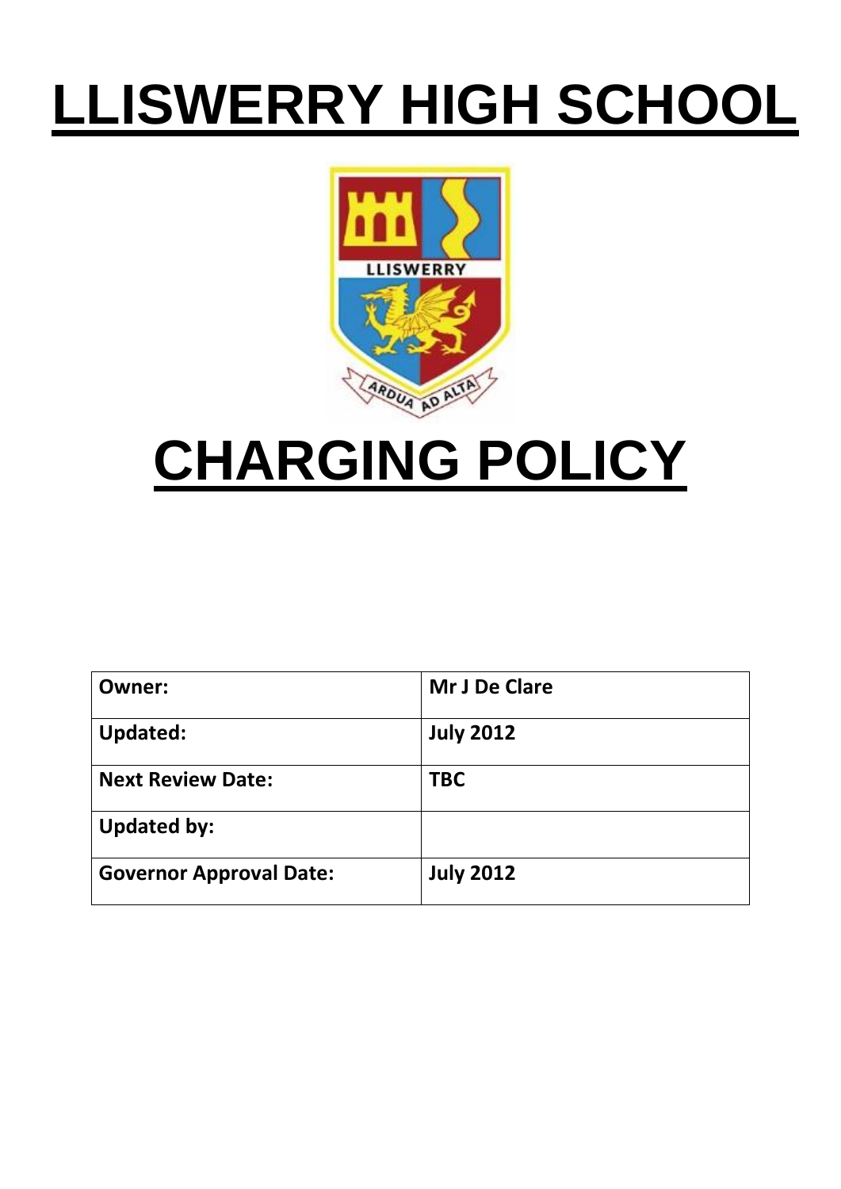# LLISWERRY HIGH SCHOOL

# CHARGING POLICY

| Owner: | Mr J De Clare |
| --- | --- |
| Updated: | July 2012 |
| Next Review Date: | TBC |
| Updated by: | |
| Governor Approval Date: | July 2012 |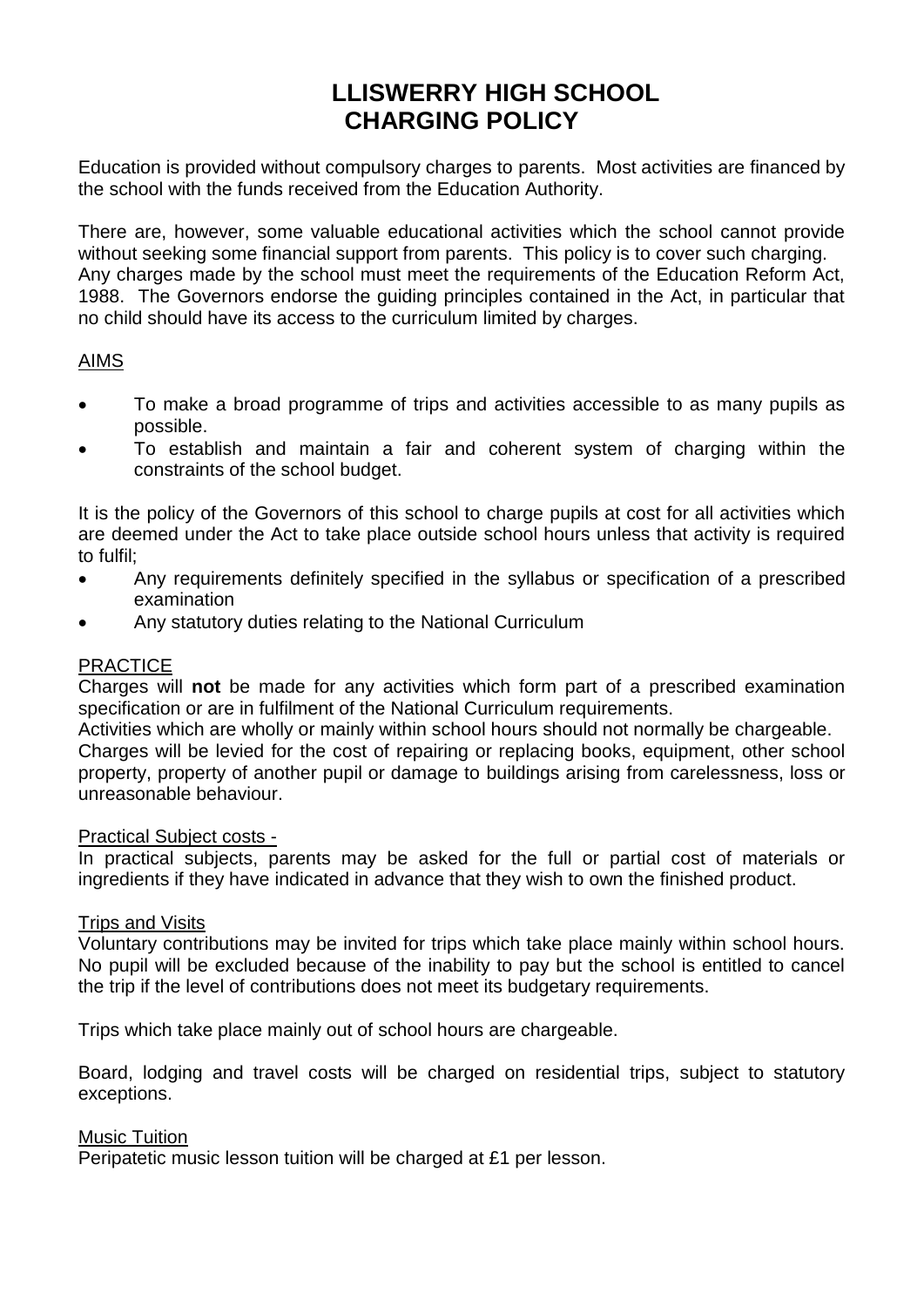# LLISWERRY HIGH SCHOOL CHARGING POLICY

Education is provided without compulsory charges to parents. Most activities are financed by the school with the funds received from the Education Authority.

There are, however, some valuable educational activities which the school cannot provide without seeking some financial support from parents. This policy is to cover such charging. Any charges made by the school must meet the requirements of the Education Reform Act, 1988. The Governors endorse the guiding principles contained in the Act, in particular that no child should have its access to the curriculum limited by charges.

## AIMS

- To make a broad programme of trips and activities accessible to as many pupils as possible.
- To establish and maintain a fair and coherent system of charging within the constraints of the school budget.

It is the policy of the Governors of this school to charge pupils at cost for all activities which are deemed under the Act to take place outside school hours unless that activity is required to fulfil;

- Any requirements definitely specified in the syllabus or specification of a prescribed examination
- Any statutory duties relating to the National Curriculum

## PRACTICE

Charges will **not** be made for any activities which form part of a prescribed examination specification or are in fulfilment of the National Curriculum requirements.

Activities which are wholly or mainly within school hours should not normally be chargeable.

Charges will be levied for the cost of repairing or replacing books, equipment, other school property, property of another pupil or damage to buildings arising from carelessness, loss or unreasonable behaviour.

### Practical Subject costs -

In practical subjects, parents may be asked for the full or partial cost of materials or ingredients if they have indicated in advance that they wish to own the finished product.

### Trips and Visits

Voluntary contributions may be invited for trips which take place mainly within school hours. No pupil will be excluded because of the inability to pay but the school is entitled to cancel the trip if the level of contributions does not meet its budgetary requirements.

Trips which take place mainly out of school hours are chargeable.

Board, lodging and travel costs will be charged on residential trips, subject to statutory exceptions.

### Music Tuition

Peripatetic music lesson tuition will be charged at £1 per lesson.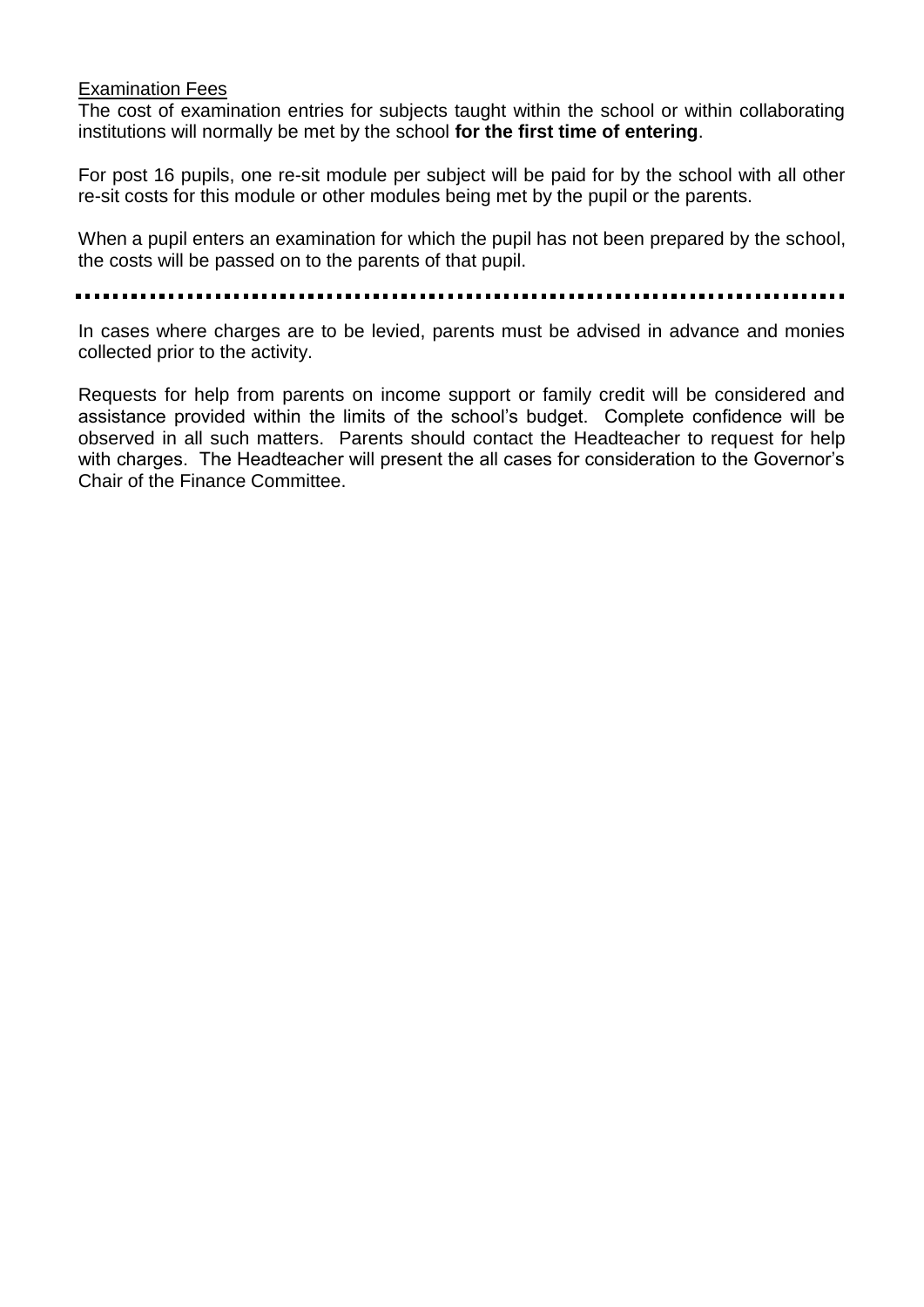<u>Examination Fees</u>

The cost of examination entries for subjects taught within the school or within collaborating institutions will normally be met by the school **for the first time of entering**.

For post 16 pupils, one re-sit module per subject will be paid for by the school with all other re-sit costs for this module or other modules being met by the pupil or the parents.

When a pupil enters an examination for which the pupil has not been prepared by the school, the costs will be passed on to the parents of that pupil.

---

In cases where charges are to be levied, parents must be advised in advance and monies collected prior to the activity.

Requests for help from parents on income support or family credit will be considered and assistance provided within the limits of the school's budget. Complete confidence will be observed in all such matters. Parents should contact the Headteacher to request for help with charges. The Headteacher will present the all cases for consideration to the Governor's Chair of the Finance Committee.